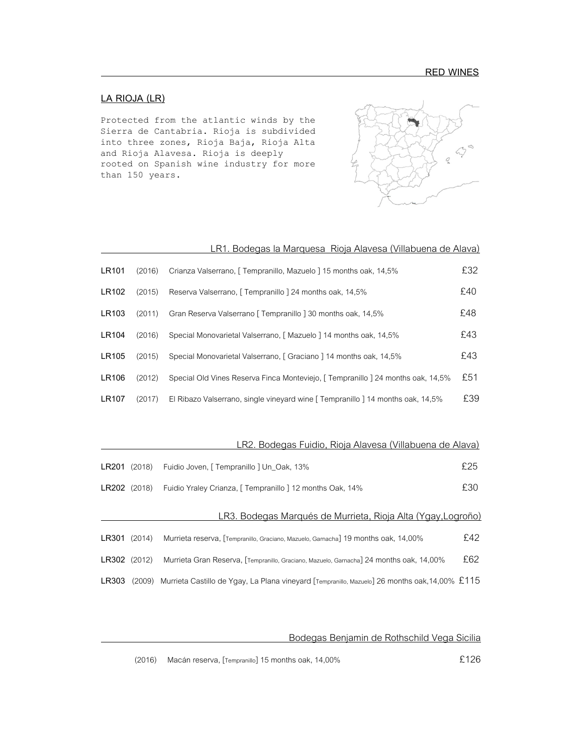RED WINES

## LA RIOJA (LR)

Protected from the atlantic winds by the Sierra de Cantabria. Rioja is subdivided into three zones, Rioja Baja, Rioja Alta and Rioja Alavesa. Rioja is deeply rooted on Spanish wine industry for more than 150 years.

### LR1. Bodegas la Marquesa Rioja Alavesa (Villabuena de Alava)

| | | | |
|---|---|---|---|
| **LR101** | (2016) | Crianza Valserrano, [ Tempranillo, Mazuelo ] 15 months oak, 14,5% | £32 |
| **LR102** | (2015) | Reserva Valserrano, [ Tempranillo ] 24 months oak, 14,5% | £40 |
| **LR103** | (2011) | Gran Reserva Valserrano [ Tempranillo ] 30 months oak, 14,5% | £48 |
| **LR104** | (2016) | Special Monovarietal Valserrano, [ Mazuelo ] 14 months oak, 14,5% | £43 |
| **LR105** | (2015) | Special Monovarietal Valserrano, [ Graciano ] 14 months oak, 14,5% | £43 |
| **LR106** | (2012) | Special Old Vines Reserva Finca Monteviejo, [ Tempranillo ] 24 months oak, 14,5% | £51 |
| **LR107** | (2017) | El Ribazo Valserrano, single vineyard wine [ Tempranillo ] 14 months oak, 14,5% | £39 |

### LR2. Bodegas Fuidio, Rioja Alavesa (Villabuena de Alava)

| | | | |
|---|---|---|---|
| **LR201** | (2018) | Fuidio Joven, [ Tempranillo ] Un_Oak, 13% | £25 |
| **LR202** | (2018) | Fuidio Yraley Crianza, [ Tempranillo ] 12 months Oak, 14% | £30 |

### LR3. Bodegas Marqués de Murrieta, Rioja Alta (Ygay,Logroño)

| | | | |
|---|---|---|---|
| **LR301** | (2014) | Murrieta reserva, [Tempranillo, Graciano, Mazuelo, Garnacha] 19 months oak, 14,00% | £42 |
| **LR302** | (2012) | Murrieta Gran Reserva, [Tempranillo, Graciano, Mazuelo, Garnacha] 24 months oak, 14,00% | £62 |
| **LR303** | (2009) | Murrieta Castillo de Ygay, La Plana vineyard [Tempranillo, Mazuelo] 26 months oak,14,00% | £115 |

### Bodegas Benjamin de Rothschild Vega Sicilia

| | | | |
|---|---|---|---|
| | (2016) | Macán reserva, [Tempranillo] 15 months oak, 14,00% | £126 |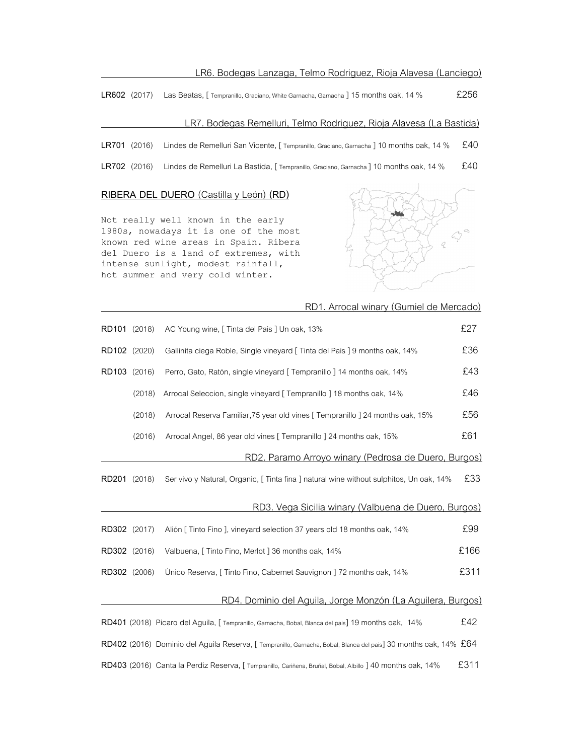### LR6. Bodegas Lanzaga, Telmo Rodriguez, Rioja Alavesa (Lanciego)

**LR602** (2017) Las Beatas, [ Tempranillo, Graciano, White Garnacha, Garnacha ] 15 months oak, 14 % £256

### LR7. Bodegas Remelluri, Telmo Rodriguez, Rioja Alavesa (La Bastida)

**LR701** (2016) Lindes de Remelluri San Vicente, [ Tempranillo, Graciano, Garnacha ] 10 months oak, 14 % £40

**LR702** (2016) Lindes de Remelluri La Bastida, [ Tempranillo, Graciano, Garnacha ] 10 months oak, 14 % £40

## RIBERA DEL DUERO (Castilla y León) (RD)

Not really well known in the early 1980s, nowadays it is one of the most known red wine areas in Spain. Ribera del Duero is a land of extremes, with intense sunlight, modest rainfall, hot summer and very cold winter.

### RD1. Arrocal winary (Gumiel de Mercado)

**RD101** (2018) AC Young wine, [ Tinta del Pais ] Un oak, 13% £27

**RD102** (2020) Gallinita ciega Roble, Single vineyard [ Tinta del Pais ] 9 months oak, 14% £36

**RD103** (2016) Perro, Gato, Ratón, single vineyard [ Tempranillo ] 14 months oak, 14% £43

(2018) Arrocal Seleccion, single vineyard [ Tempranillo ] 18 months oak, 14% £46

(2018) Arrocal Reserva Familiar,75 year old vines [ Tempranillo ] 24 months oak, 15% £56

(2016) Arrocal Angel, 86 year old vines [ Tempranillo ] 24 months oak, 15% £61

### RD2. Paramo Arroyo winary (Pedrosa de Duero, Burgos)

**RD201** (2018) Ser vivo y Natural, Organic, [ Tinta fina ] natural wine without sulphitos, Un oak, 14% £33

### RD3. Vega Sicilia winary (Valbuena de Duero, Burgos)

**RD302** (2017) Alión [ Tinto Fino ], vineyard selection 37 years old 18 months oak, 14% £99

**RD302** (2016) Valbuena, [ Tinto Fino, Merlot ] 36 months oak, 14% £166

**RD302** (2006) Único Reserva, [ Tinto Fino, Cabernet Sauvignon ] 72 months oak, 14% £311

### RD4. Dominio del Aguila, Jorge Monzón (La Aguilera, Burgos)

**RD401** (2018) Picaro del Aguila, [ Tempranillo, Garnacha, Bobal, Blanca del pais] 19 months oak, 14% £42

**RD402** (2016) Dominio del Aguila Reserva, [ Tempranillo, Garnacha, Bobal, Blanca del pais] 30 months oak, 14% £64

**RD403** (2016) Canta la Perdiz Reserva, [ Tempranillo, Cariñena, Bruñal, Bobal, Albillo ] 40 months oak, 14% £311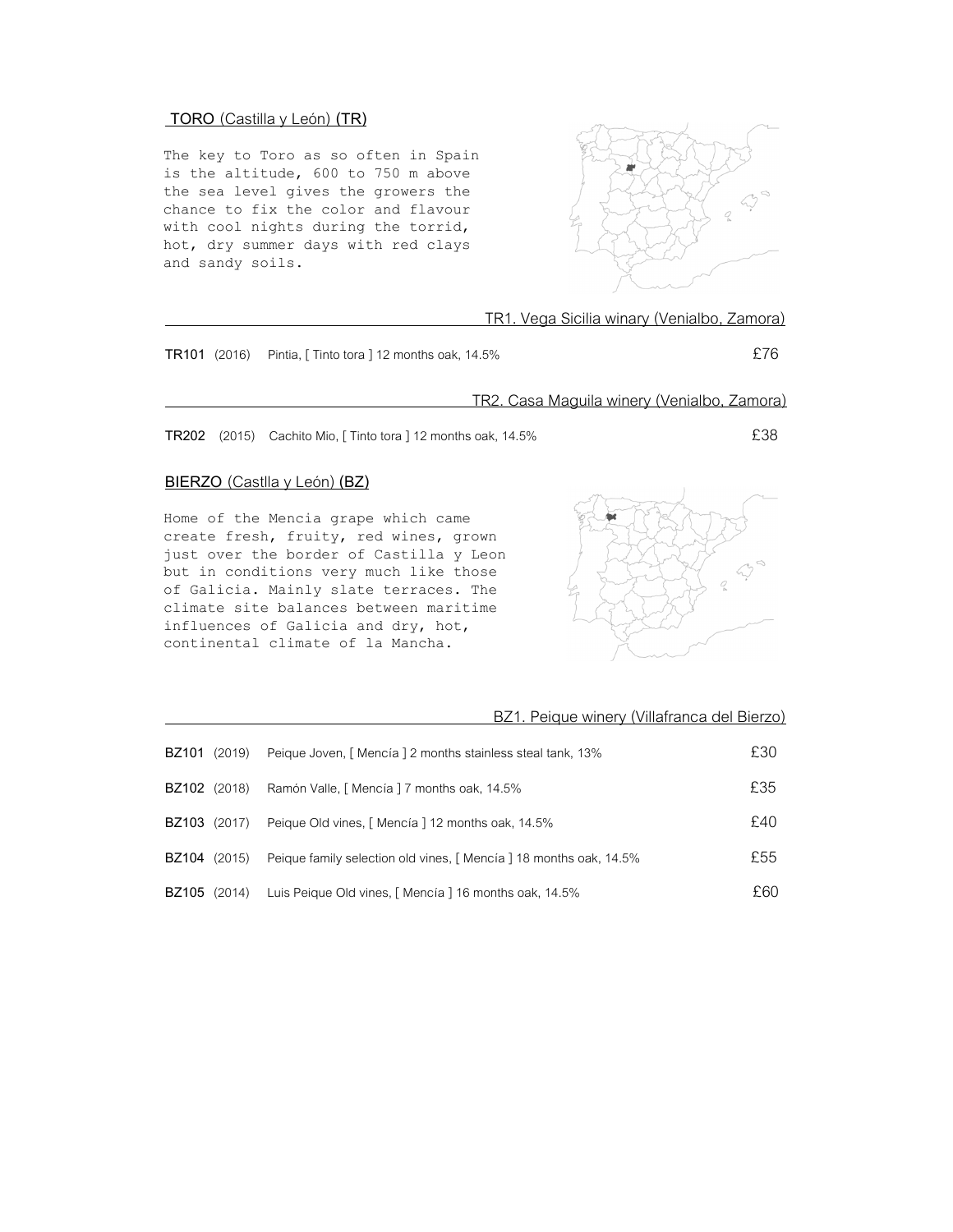## TORO (Castilla y León) (TR)

The key to Toro as so often in Spain is the altitude, 600 to 750 m above the sea level gives the growers the chance to fix the color and flavour with cool nights during the torrid, hot, dry summer days with red clays and sandy soils.

### TR1. Vega Sicilia winary (Venialbo, Zamora)

| | | | |
|---|---|---|---|
| **TR101** | (2016) | Pintia, [ Tinto tora ] 12 months oak, 14.5% | £76 |

### TR2. Casa Maguila winery (Venialbo, Zamora)

| | | | |
|---|---|---|---|
| **TR202** | (2015) | Cachito Mio, [ Tinto tora ] 12 months oak, 14.5% | £38 |

## BIERZO (Castlla y León) (BZ)

Home of the Mencia grape which came create fresh, fruity, red wines, grown just over the border of Castilla y Leon but in conditions very much like those of Galicia. Mainly slate terraces. The climate site balances between maritime influences of Galicia and dry, hot, continental climate of la Mancha.

### BZ1. Peique winery (Villafranca del Bierzo)

| | | | |
|---|---|---|---|
| **BZ101** | (2019) | Peique Joven, [ Mencía ] 2 months stainless steal tank, 13% | £30 |
| **BZ102** | (2018) | Ramón Valle, [ Mencía ] 7 months oak, 14.5% | £35 |
| **BZ103** | (2017) | Peique Old vines, [ Mencía ] 12 months oak, 14.5% | £40 |
| **BZ104** | (2015) | Peique family selection old vines, [ Mencía ] 18 months oak, 14.5% | £55 |
| **BZ105** | (2014) | Luis Peique Old vines, [ Mencía ] 16 months oak, 14.5% | £60 |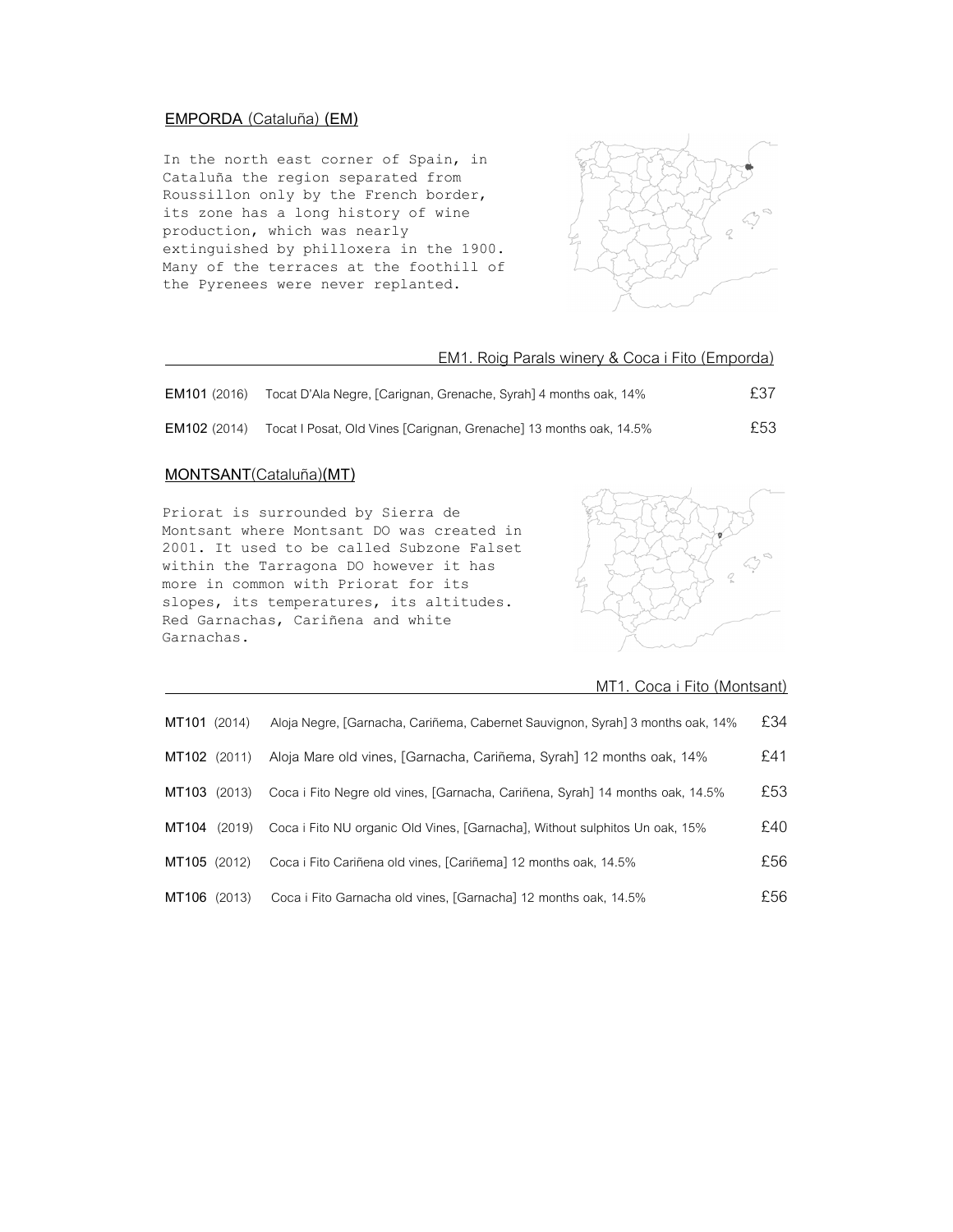## EMPORDA (Cataluña) (EM)

In the north east corner of Spain, in Cataluña the region separated from Roussillon only by the French border, its zone has a long history of wine production, which was nearly extinguished by philloxera in the 1900. Many of the terraces at the foothill of the Pyrenees were never replanted.

### EM1. Roig Parals winery & Coca i Fito (Emporda)

| | | |
|---|---|---|
| **EM101** (2016) | Tocat D'Ala Negre, [Carignan, Grenache, Syrah] 4 months oak, 14% | £37 |
| **EM102** (2014) | Tocat I Posat, Old Vines [Carignan, Grenache] 13 months oak, 14.5% | £53 |

## MONTSANT(Cataluña)(MT)

Priorat is surrounded by Sierra de Montsant where Montsant DO was created in 2001. It used to be called Subzone Falset within the Tarragona DO however it has more in common with Priorat for its slopes, its temperatures, its altitudes. Red Garnachas, Cariñena and white Garnachas.

### MT1. Coca i Fito (Montsant)

| | | |
|---|---|---|
| **MT101** (2014) | Aloja Negre, [Garnacha, Cariñema, Cabernet Sauvignon, Syrah] 3 months oak, 14% | £34 |
| **MT102** (2011) | Aloja Mare old vines, [Garnacha, Cariñema, Syrah] 12 months oak, 14% | £41 |
| **MT103** (2013) | Coca i Fito Negre old vines, [Garnacha, Cariñena, Syrah] 14 months oak, 14.5% | £53 |
| **MT104** (2019) | Coca i Fito NU organic Old Vines, [Garnacha], Without sulphitos Un oak, 15% | £40 |
| **MT105** (2012) | Coca i Fito Cariñena old vines, [Cariñema] 12 months oak, 14.5% | £56 |
| **MT106** (2013) | Coca i Fito Garnacha old vines, [Garnacha] 12 months oak, 14.5% | £56 |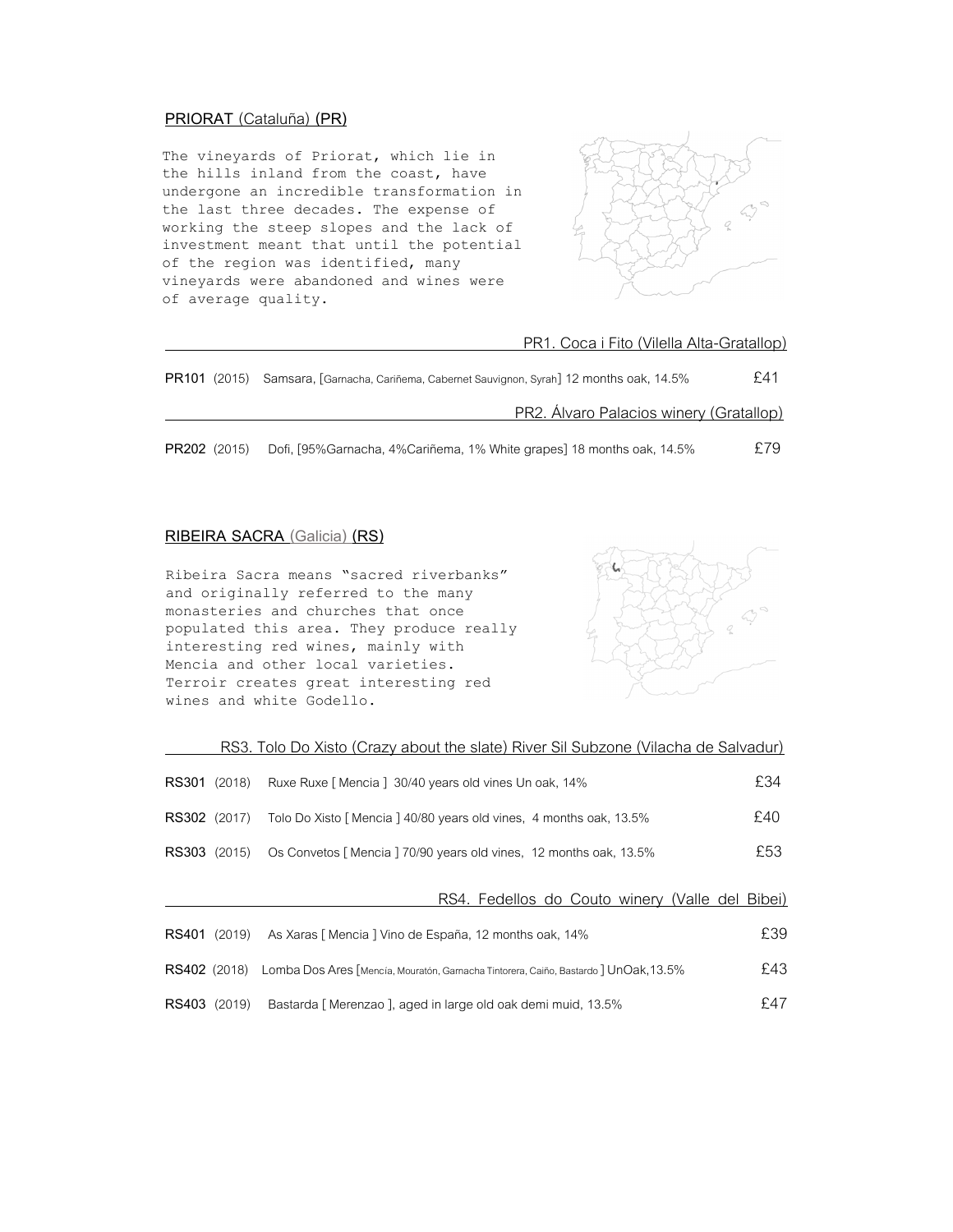## PRIORAT (Cataluña) (PR)

The vineyards of Priorat, which lie in the hills inland from the coast, have undergone an incredible transformation in the last three decades. The expense of working the steep slopes and the lack of investment meant that until the potential of the region was identified, many vineyards were abandoned and wines were of average quality.

### PR1. Coca i Fito (Vilella Alta-Gratallop)

| | | | |
|---|---|---|---|
| **PR101** | (2015) | Samsara, [Garnacha, Cariñema, Cabernet Sauvignon, Syrah] 12 months oak, 14.5% | £41 |

### PR2. Álvaro Palacios winery (Gratallop)

| | | | |
|---|---|---|---|
| **PR202** | (2015) | Dofi, [95%Garnacha, 4%Cariñema, 1% White grapes] 18 months oak, 14.5% | £79 |

## RIBEIRA SACRA (Galicia) (RS)

Ribeira Sacra means "sacred riverbanks" and originally referred to the many monasteries and churches that once populated this area. They produce really interesting red wines, mainly with Mencia and other local varieties. Terroir creates great interesting red wines and white Godello.

### RS3. Tolo Do Xisto (Crazy about the slate) River Sil Subzone (Vilacha de Salvadur)

| | | | |
|---|---|---|---|
| **RS301** | (2018) | Ruxe Ruxe [ Mencia ] 30/40 years old vines Un oak, 14% | £34 |
| **RS302** | (2017) | Tolo Do Xisto [ Mencia ] 40/80 years old vines, 4 months oak, 13.5% | £40 |
| **RS303** | (2015) | Os Convetos [ Mencia ] 70/90 years old vines, 12 months oak, 13.5% | £53 |

### RS4. Fedellos do Couto winery (Valle del Bibei)

| | | | |
|---|---|---|---|
| **RS401** | (2019) | As Xaras [ Mencia ] Vino de España, 12 months oak, 14% | £39 |
| **RS402** | (2018) | Lomba Dos Ares [Mencía, Mouratón, Garnacha Tintorera, Caiño, Bastardo ] UnOak,13.5% | £43 |
| **RS403** | (2019) | Bastarda [ Merenzao ], aged in large old oak demi muid, 13.5% | £47 |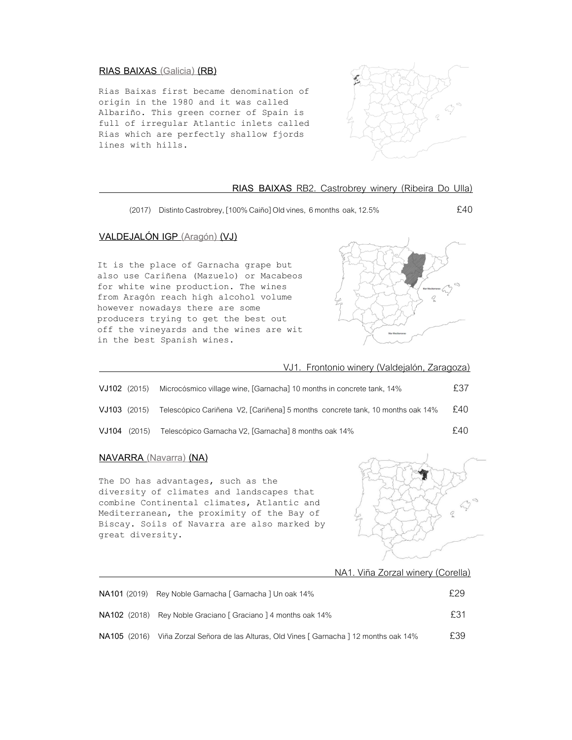## RIAS BAIXAS (Galicia) (RB)

Rias Baixas first became denomination of origin in the 1980 and it was called Albariño. This green corner of Spain is full of irregular Atlantic inlets called Rias which are perfectly shallow fjords lines with hills.

### RIAS BAIXAS RB2. Castrobrey winery (Ribeira Do Ulla)

| | | |
|---|---|---|
| (2017) | Distinto Castrobrey, [100% Caiño] Old vines, 6 months oak, 12.5% | £40 |

## VALDEJALÓN IGP (Aragón) (VJ)

It is the place of Garnacha grape but also use Cariñena (Mazuelo) or Macabeos for white wine production. The wines from Aragón reach high alcohol volume however nowadays there are some producers trying to get the best out off the vineyards and the wines are wit in the best Spanish wines.

### VJ1. Frontonio winery (Valdejalón, Zaragoza)

| | | | |
|---|---|---|---|
| **VJ102** | (2015) | Microcósmico village wine, [Garnacha] 10 months in concrete tank, 14% | £37 |
| **VJ103** | (2015) | Telescópico Cariñena V2, [Cariñena] 5 months concrete tank, 10 months oak 14% | £40 |
| **VJ104** | (2015) | Telescópico Garnacha V2, [Garnacha] 8 months oak 14% | £40 |

## NAVARRA (Navarra) (NA)

The DO has advantages, such as the diversity of climates and landscapes that combine Continental climates, Atlantic and Mediterranean, the proximity of the Bay of Biscay. Soils of Navarra are also marked by great diversity.

### NA1. Viña Zorzal winery (Corella)

| | | | |
|---|---|---|---|
| **NA101** | (2019) | Rey Noble Garnacha [ Garnacha ] Un oak 14% | £29 |
| **NA102** | (2018) | Rey Noble Graciano [ Graciano ] 4 months oak 14% | £31 |
| **NA105** | (2016) | Viña Zorzal Señora de las Alturas, Old Vines [ Garnacha ] 12 months oak 14% | £39 |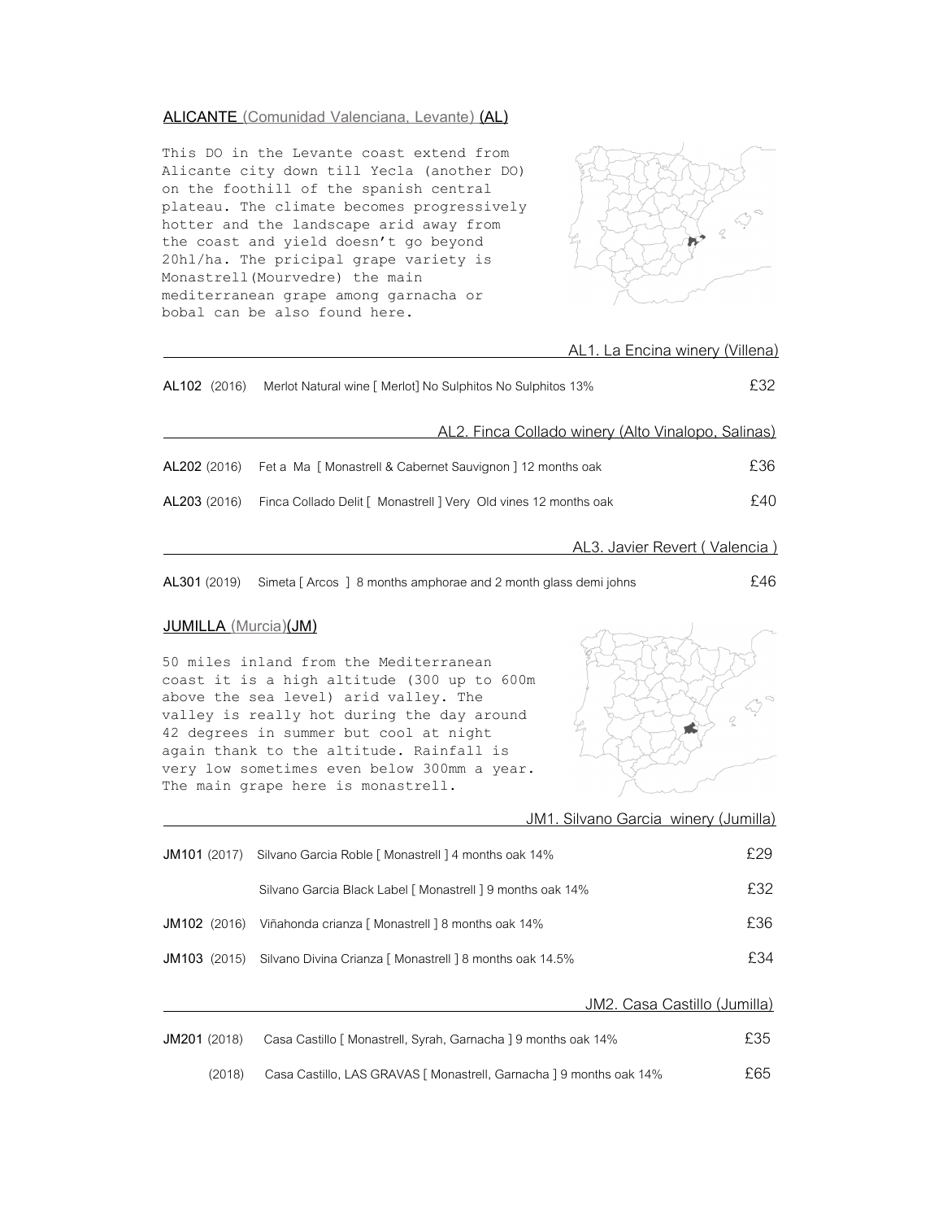## ALICANTE (Comunidad Valenciana, Levante) (AL)

This DO in the Levante coast extend from Alicante city down till Yecla (another DO) on the foothill of the spanish central plateau. The climate becomes progressively hotter and the landscape arid away from the coast and yield doesn't go beyond 20hl/ha. The pricipal grape variety is Monastrell(Mourvedre) the main mediterranean grape among garnacha or bobal can be also found here.

### AL1. La Encina winery (Villena)

| | | |
|---|---|---|
| **AL102** (2016) | Merlot Natural wine [ Merlot] No Sulphitos No Sulphitos 13% | £32 |

### AL2. Finca Collado winery (Alto Vinalopo, Salinas)

| | | |
|---|---|---|
| **AL202** (2016) | Fet a Ma [ Monastrell & Cabernet Sauvignon ] 12 months oak | £36 |
| **AL203** (2016) | Finca Collado Delit [ Monastrell ] Very Old vines 12 months oak | £40 |

### AL3. Javier Revert ( Valencia )

| | | |
|---|---|---|
| **AL301** (2019) | Simeta [ Arcos ] 8 months amphorae and 2 month glass demi johns | £46 |

## JUMILLA (Murcia)(JM)

50 miles inland from the Mediterranean coast it is a high altitude (300 up to 600m above the sea level) arid valley. The valley is really hot during the day around 42 degrees in summer but cool at night again thank to the altitude. Rainfall is very low sometimes even below 300mm a year. The main grape here is monastrell.

### JM1. Silvano Garcia winery (Jumilla)

| | | |
|---|---|---|
| **JM101** (2017) | Silvano Garcia Roble [ Monastrell ] 4 months oak 14% | £29 |
| | Silvano Garcia Black Label [ Monastrell ] 9 months oak 14% | £32 |
| **JM102** (2016) | Viñahonda crianza [ Monastrell ] 8 months oak 14% | £36 |
| **JM103** (2015) | Silvano Divina Crianza [ Monastrell ] 8 months oak 14.5% | £34 |

### JM2. Casa Castillo (Jumilla)

| | | |
|---|---|---|
| **JM201** (2018) | Casa Castillo [ Monastrell, Syrah, Garnacha ] 9 months oak 14% | £35 |
| (2018) | Casa Castillo, LAS GRAVAS [ Monastrell, Garnacha ] 9 months oak 14% | £65 |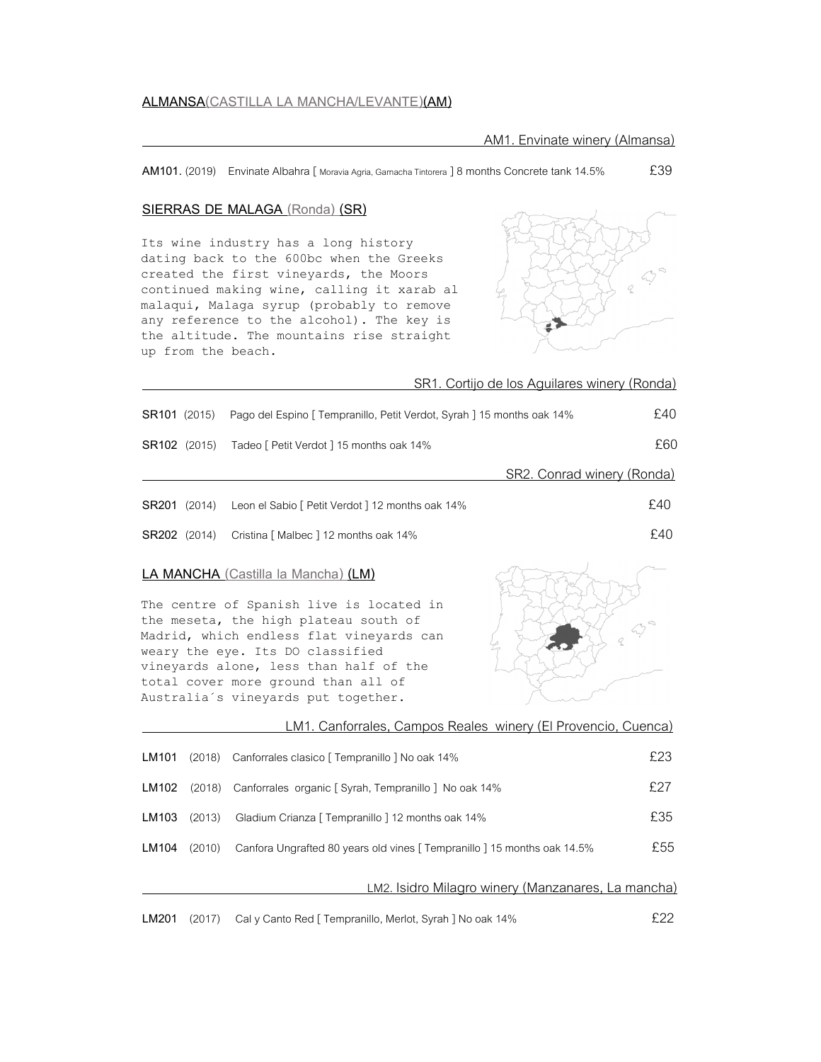## ALMANSA(CASTILLA LA MANCHA/LEVANTE)(AM)

### AM1. Envinate winery (Almansa)

| Code | Vintage | Wine | Price |
|---|---|---|---|
| **AM101.** | (2019) | Envinate Albahra [ Moravia Agria, Garnacha Tintorera ] 8 months Concrete tank 14.5% | £39 |

## SIERRAS DE MALAGA (Ronda) (SR)

Its wine industry has a long history dating back to the 600bc when the Greeks created the first vineyards, the Moors continued making wine, calling it xarab al malaqui, Malaga syrup (probably to remove any reference to the alcohol). The key is the altitude. The mountains rise straight up from the beach.

### SR1. Cortijo de los Aguilares winery (Ronda)

| Code | Vintage | Wine | Price |
|---|---|---|---|
| **SR101** | (2015) | Pago del Espino [ Tempranillo, Petit Verdot, Syrah ] 15 months oak 14% | £40 |
| **SR102** | (2015) | Tadeo [ Petit Verdot ] 15 months oak 14% | £60 |

### SR2. Conrad winery (Ronda)

| Code | Vintage | Wine | Price |
|---|---|---|---|
| **SR201** | (2014) | Leon el Sabio [ Petit Verdot ] 12 months oak 14% | £40 |
| **SR202** | (2014) | Cristina [ Malbec ] 12 months oak 14% | £40 |

## LA MANCHA (Castilla la Mancha) (LM)

The centre of Spanish live is located in the meseta, the high plateau south of Madrid, which endless flat vineyards can weary the eye. Its DO classified vineyards alone, less than half of the total cover more ground than all of Australia´s vineyards put together.

### LM1. Canforrales, Campos Reales winery (El Provencio, Cuenca)

| Code | Vintage | Wine | Price |
|---|---|---|---|
| **LM101** | (2018) | Canforrales clasico [ Tempranillo ] No oak 14% | £23 |
| **LM102** | (2018) | Canforrales organic [ Syrah, Tempranillo ] No oak 14% | £27 |
| **LM103** | (2013) | Gladium Crianza [ Tempranillo ] 12 months oak 14% | £35 |
| **LM104** | (2010) | Canfora Ungrafted 80 years old vines [ Tempranillo ] 15 months oak 14.5% | £55 |

### LM2. Isidro Milagro winery (Manzanares, La mancha)

| Code | Vintage | Wine | Price |
|---|---|---|---|
| **LM201** | (2017) | Cal y Canto Red [ Tempranillo, Merlot, Syrah ] No oak 14% | £22 |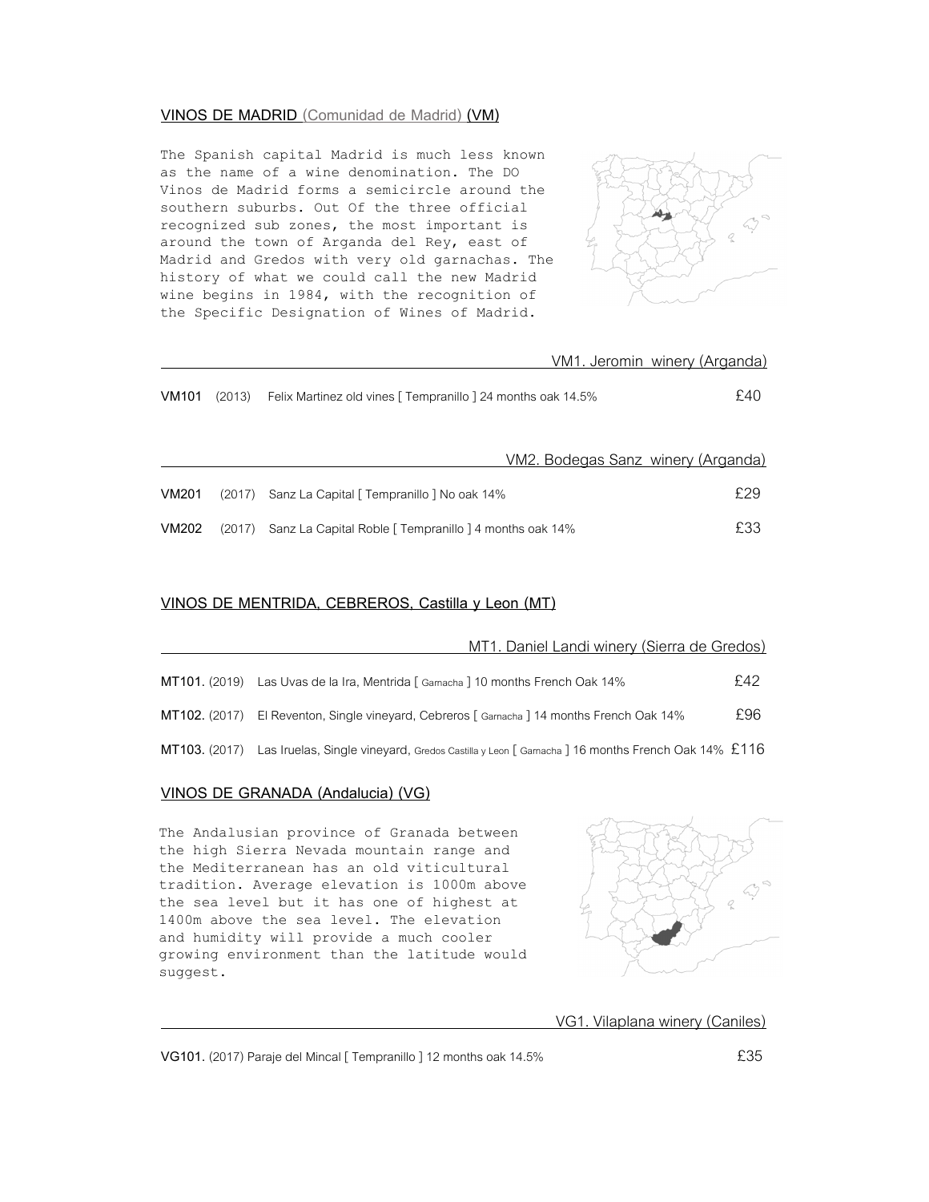## VINOS DE MADRID (Comunidad de Madrid) (VM)

The Spanish capital Madrid is much less known as the name of a wine denomination. The DO Vinos de Madrid forms a semicircle around the southern suburbs. Out Of the three official recognized sub zones, the most important is around the town of Arganda del Rey, east of Madrid and Gredos with very old garnachas. The history of what we could call the new Madrid wine begins in 1984, with the recognition of the Specific Designation of Wines of Madrid.

### VM1. Jeromin winery (Arganda)

| | | | |
|---|---|---|---|
| **VM101** | (2013) | Felix Martinez old vines [ Tempranillo ] 24 months oak 14.5% | £40 |

### VM2. Bodegas Sanz winery (Arganda)

| | | | |
|---|---|---|---|
| **VM201** | (2017) | Sanz La Capital [ Tempranillo ] No oak 14% | £29 |
| **VM202** | (2017) | Sanz La Capital Roble [ Tempranillo ] 4 months oak 14% | £33 |

## VINOS DE MENTRIDA, CEBREROS, Castilla y Leon (MT)

### MT1. Daniel Landi winery (Sierra de Gredos)

| | | | |
|---|---|---|---|
| **MT101.** | (2019) | Las Uvas de la Ira, Mentrida [ Garnacha ] 10 months French Oak 14% | £42 |
| **MT102.** | (2017) | El Reventon, Single vineyard, Cebreros [ Garnacha ] 14 months French Oak 14% | £96 |
| **MT103.** | (2017) | Las Iruelas, Single vineyard, Gredos Castilla y Leon [ Garnacha ] 16 months French Oak 14% | £116 |

## VINOS DE GRANADA (Andalucia) (VG)

The Andalusian province of Granada between the high Sierra Nevada mountain range and the Mediterranean has an old viticultural tradition. Average elevation is 1000m above the sea level but it has one of highest at 1400m above the sea level. The elevation and humidity will provide a much cooler growing environment than the latitude would suggest.

### VG1. Vilaplana winery (Caniles)

| | | | |
|---|---|---|---|
| **VG101.** | (2017) | Paraje del Mincal [ Tempranillo ] 12 months oak 14.5% | £35 |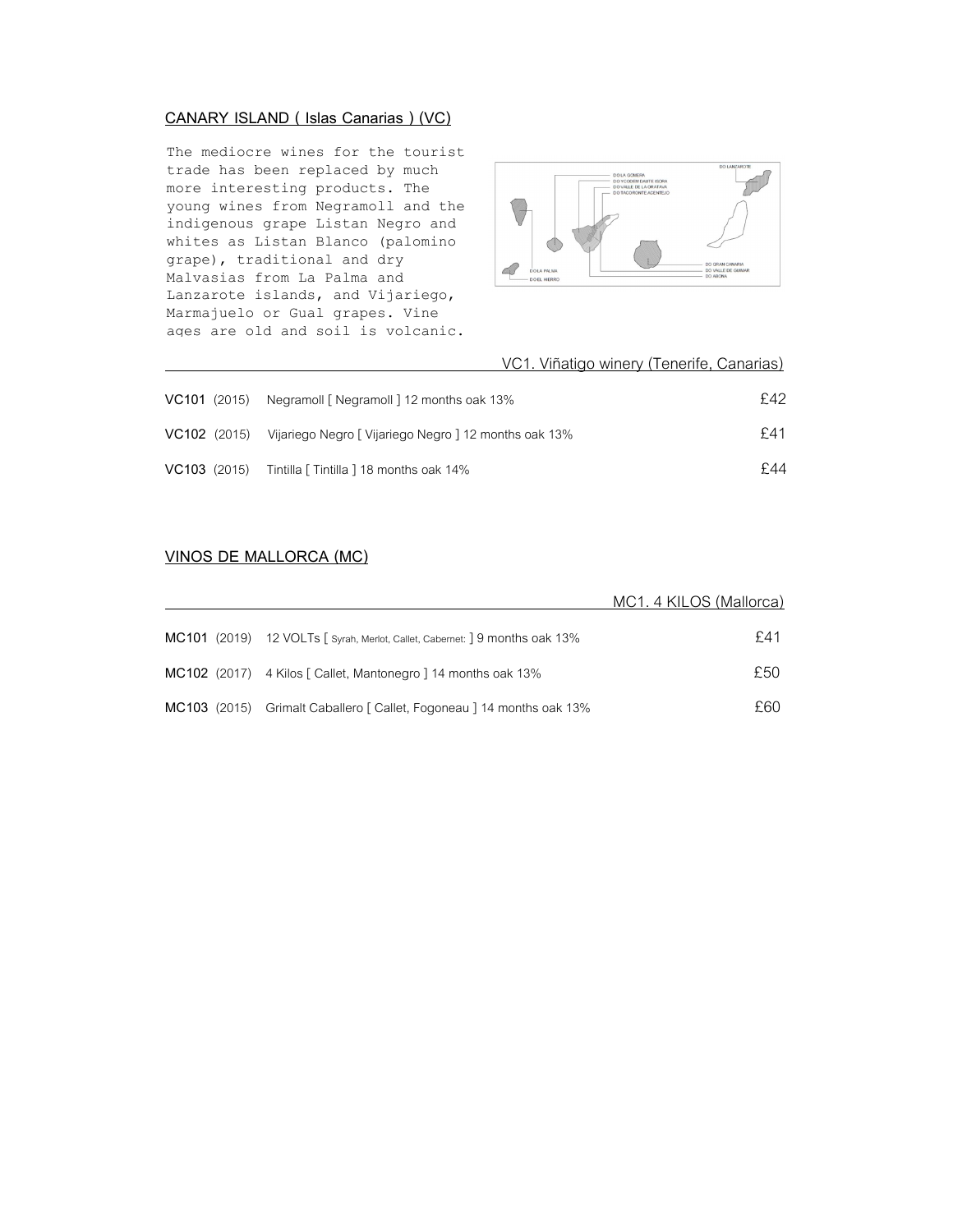## CANARY ISLAND ( Islas Canarias ) (VC)

The mediocre wines for the tourist trade has been replaced by much more interesting products. The young wines from Negramoll and the indigenous grape Listan Negro and whites as Listan Blanco (palomino grape), traditional and dry Malvasias from La Palma and Lanzarote islands, and Vijariego, Marmajuelo or Gual grapes. Vine ages are old and soil is volcanic.

DO LANZAROTE
DO LA GOMERA
DO YCODEN DAUTE ISORA
DO VALLE DE LA OROTAVA
DO TACORONTE ACENTEJO
DO LA PALMA
DO EL HIERRO
DO GRAN CANARIA
DO VALLE DE GUIMAR
DO ABONA

### VC1. Viñatigo winery (Tenerife, Canarias)

| | | | |
|---|---|---|---|
| **VC101** | (2015) | Negramoll [ Negramoll ] 12 months oak 13% | £42 |
| **VC102** | (2015) | Vijariego Negro [ Vijariego Negro ] 12 months oak 13% | £41 |
| **VC103** | (2015) | Tintilla [ Tintilla ] 18 months oak 14% | £44 |

## VINOS DE MALLORCA (MC)

### MC1. 4 KILOS (Mallorca)

| | | | |
|---|---|---|---|
| **MC101** | (2019) | 12 VOLTs [ Syrah, Merlot, Callet, Cabernet: ] 9 months oak 13% | £41 |
| **MC102** | (2017) | 4 Kilos [ Callet, Mantonegro ] 14 months oak 13% | £50 |
| **MC103** | (2015) | Grimalt Caballero [ Callet, Fogoneau ] 14 months oak 13% | £60 |